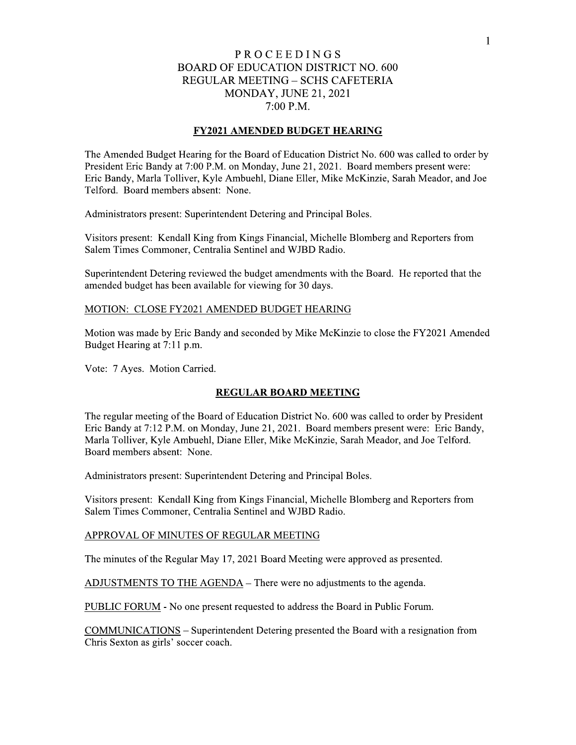# PROCEEDINGS
# BOARD OF EDUCATION DISTRICT NO. 600
# REGULAR MEETING – SCHS CAFETERIA
# MONDAY, JUNE 21, 2021
# 7:00 P.M.

## FY2021 AMENDED BUDGET HEARING

The Amended Budget Hearing for the Board of Education District No. 600 was called to order by President Eric Bandy at 7:00 P.M. on Monday, June 21, 2021. Board members present were: Eric Bandy, Marla Tolliver, Kyle Ambuehl, Diane Eller, Mike McKinzie, Sarah Meador, and Joe Telford. Board members absent: None.

Administrators present: Superintendent Detering and Principal Boles.

Visitors present: Kendall King from Kings Financial, Michelle Blomberg and Reporters from Salem Times Commoner, Centralia Sentinel and WJBD Radio.

Superintendent Detering reviewed the budget amendments with the Board. He reported that the amended budget has been available for viewing for 30 days.

MOTION: CLOSE FY2021 AMENDED BUDGET HEARING

Motion was made by Eric Bandy and seconded by Mike McKinzie to close the FY2021 Amended Budget Hearing at 7:11 p.m.

Vote: 7 Ayes. Motion Carried.

## REGULAR BOARD MEETING

The regular meeting of the Board of Education District No. 600 was called to order by President Eric Bandy at 7:12 P.M. on Monday, June 21, 2021. Board members present were: Eric Bandy, Marla Tolliver, Kyle Ambuehl, Diane Eller, Mike McKinzie, Sarah Meador, and Joe Telford. Board members absent: None.

Administrators present: Superintendent Detering and Principal Boles.

Visitors present: Kendall King from Kings Financial, Michelle Blomberg and Reporters from Salem Times Commoner, Centralia Sentinel and WJBD Radio.

APPROVAL OF MINUTES OF REGULAR MEETING

The minutes of the Regular May 17, 2021 Board Meeting were approved as presented.

ADJUSTMENTS TO THE AGENDA – There were no adjustments to the agenda.

PUBLIC FORUM - No one present requested to address the Board in Public Forum.

COMMUNICATIONS – Superintendent Detering presented the Board with a resignation from Chris Sexton as girls' soccer coach.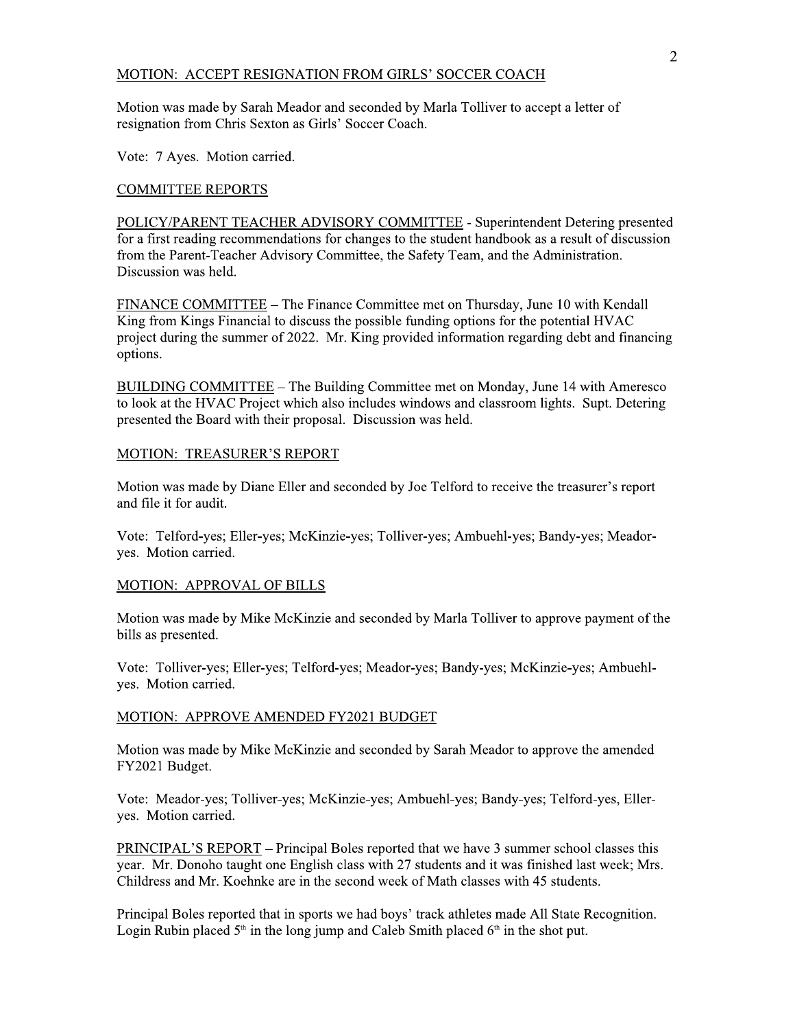MOTION:  ACCEPT RESIGNATION FROM GIRLS' SOCCER COACH

Motion was made by Sarah Meador and seconded by Marla Tolliver to accept a letter of resignation from Chris Sexton as Girls' Soccer Coach.

Vote:  7 Ayes.  Motion carried.

COMMITTEE REPORTS

POLICY/PARENT TEACHER ADVISORY COMMITTEE - Superintendent Detering presented for a first reading recommendations for changes to the student handbook as a result of discussion from the Parent-Teacher Advisory Committee, the Safety Team, and the Administration. Discussion was held.

FINANCE COMMITTEE – The Finance Committee met on Thursday, June 10 with Kendall King from Kings Financial to discuss the possible funding options for the potential HVAC project during the summer of 2022.  Mr. King provided information regarding debt and financing options.

BUILDING COMMITTEE – The Building Committee met on Monday, June 14 with Ameresco to look at the HVAC Project which also includes windows and classroom lights.  Supt. Detering presented the Board with their proposal.  Discussion was held.

MOTION:  TREASURER'S REPORT

Motion was made by Diane Eller and seconded by Joe Telford to receive the treasurer's report and file it for audit.

Vote:  Telford-yes; Eller-yes; McKinzie-yes; Tolliver-yes; Ambuehl-yes; Bandy-yes; Meador-yes.  Motion carried.

MOTION:  APPROVAL OF BILLS

Motion was made by Mike McKinzie and seconded by Marla Tolliver to approve payment of the bills as presented.

Vote:  Tolliver-yes; Eller-yes; Telford-yes; Meador-yes; Bandy-yes; McKinzie-yes; Ambuehl-yes.  Motion carried.

MOTION:  APPROVE AMENDED FY2021 BUDGET

Motion was made by Mike McKinzie and seconded by Sarah Meador to approve the amended FY2021 Budget.

Vote:  Meador-yes; Tolliver-yes; McKinzie-yes; Ambuehl-yes; Bandy-yes; Telford-yes, Eller-yes.  Motion carried.

PRINCIPAL'S REPORT – Principal Boles reported that we have 3 summer school classes this year.  Mr. Donoho taught one English class with 27 students and it was finished last week; Mrs. Childress and Mr. Koehnke are in the second week of Math classes with 45 students.

Principal Boles reported that in sports we had boys' track athletes made All State Recognition. Login Rubin placed 5th in the long jump and Caleb Smith placed 6th in the shot put.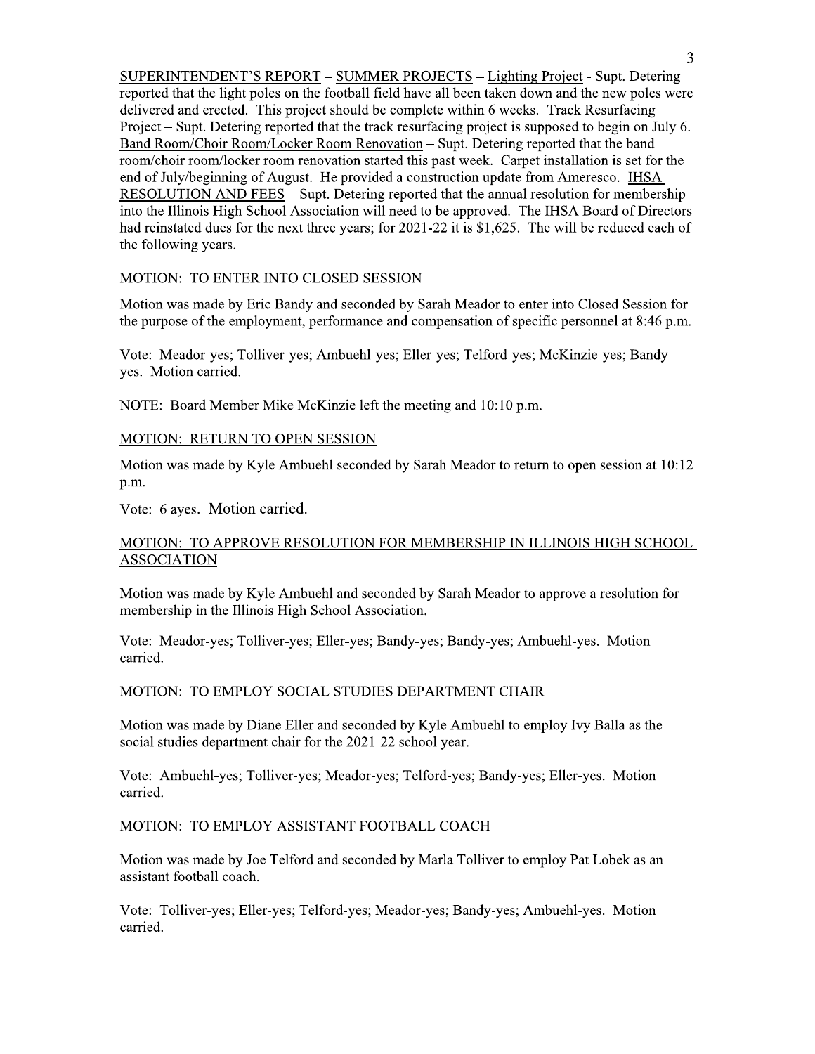SUPERINTENDENT'S REPORT – SUMMER PROJECTS – Lighting Project - Supt. Detering reported that the light poles on the football field have all been taken down and the new poles were delivered and erected. This project should be complete within 6 weeks. Track Resurfacing Project – Supt. Detering reported that the track resurfacing project is supposed to begin on July 6. Band Room/Choir Room/Locker Room Renovation – Supt. Detering reported that the band room/choir room/locker room renovation started this past week. Carpet installation is set for the end of July/beginning of August. He provided a construction update from Ameresco. IHSA RESOLUTION AND FEES – Supt. Detering reported that the annual resolution for membership into the Illinois High School Association will need to be approved. The IHSA Board of Directors had reinstated dues for the next three years; for 2021-22 it is $1,625. The will be reduced each of the following years.

MOTION: TO ENTER INTO CLOSED SESSION

Motion was made by Eric Bandy and seconded by Sarah Meador to enter into Closed Session for the purpose of the employment, performance and compensation of specific personnel at 8:46 p.m.

Vote: Meador-yes; Tolliver-yes; Ambuehl-yes; Eller-yes; Telford-yes; McKinzie-yes; Bandy-yes. Motion carried.

NOTE: Board Member Mike McKinzie left the meeting and 10:10 p.m.

MOTION: RETURN TO OPEN SESSION

Motion was made by Kyle Ambuehl seconded by Sarah Meador to return to open session at 10:12 p.m.

Vote: 6 ayes. Motion carried.

MOTION: TO APPROVE RESOLUTION FOR MEMBERSHIP IN ILLINOIS HIGH SCHOOL ASSOCIATION

Motion was made by Kyle Ambuehl and seconded by Sarah Meador to approve a resolution for membership in the Illinois High School Association.

Vote: Meador-yes; Tolliver-yes; Eller-yes; Bandy-yes; Bandy-yes; Ambuehl-yes. Motion carried.

MOTION: TO EMPLOY SOCIAL STUDIES DEPARTMENT CHAIR

Motion was made by Diane Eller and seconded by Kyle Ambuehl to employ Ivy Balla as the social studies department chair for the 2021-22 school year.

Vote: Ambuehl-yes; Tolliver-yes; Meador-yes; Telford-yes; Bandy-yes; Eller-yes. Motion carried.

MOTION: TO EMPLOY ASSISTANT FOOTBALL COACH

Motion was made by Joe Telford and seconded by Marla Tolliver to employ Pat Lobek as an assistant football coach.

Vote: Tolliver-yes; Eller-yes; Telford-yes; Meador-yes; Bandy-yes; Ambuehl-yes. Motion carried.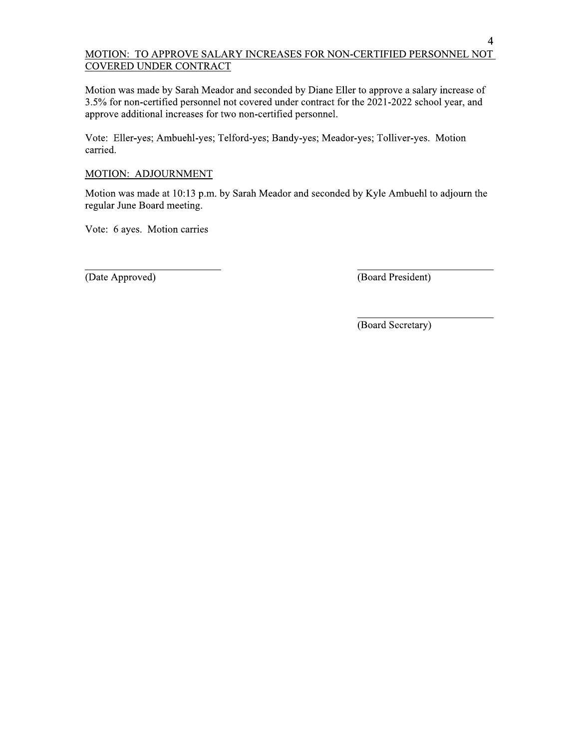MOTION: TO APPROVE SALARY INCREASES FOR NON-CERTIFIED PERSONNEL NOT COVERED UNDER CONTRACT

Motion was made by Sarah Meador and seconded by Diane Eller to approve a salary increase of 3.5% for non-certified personnel not covered under contract for the 2021-2022 school year, and approve additional increases for two non-certified personnel.

Vote: Eller-yes; Ambuehl-yes; Telford-yes; Bandy-yes; Meador-yes; Tolliver-yes. Motion carried.

MOTION: ADJOURNMENT

Motion was made at 10:13 p.m. by Sarah Meador and seconded by Kyle Ambuehl to adjourn the regular June Board meeting.

Vote: 6 ayes. Motion carries

\_\_\_\_\_\_\_\_\_\_\_\_\_\_\_\_\_\_\_\_\_\_\_\_\_\_
(Date Approved)

\_\_\_\_\_\_\_\_\_\_\_\_\_\_\_\_\_\_\_\_\_\_\_\_\_\_
(Board President)

\_\_\_\_\_\_\_\_\_\_\_\_\_\_\_\_\_\_\_\_\_\_\_\_\_\_
(Board Secretary)